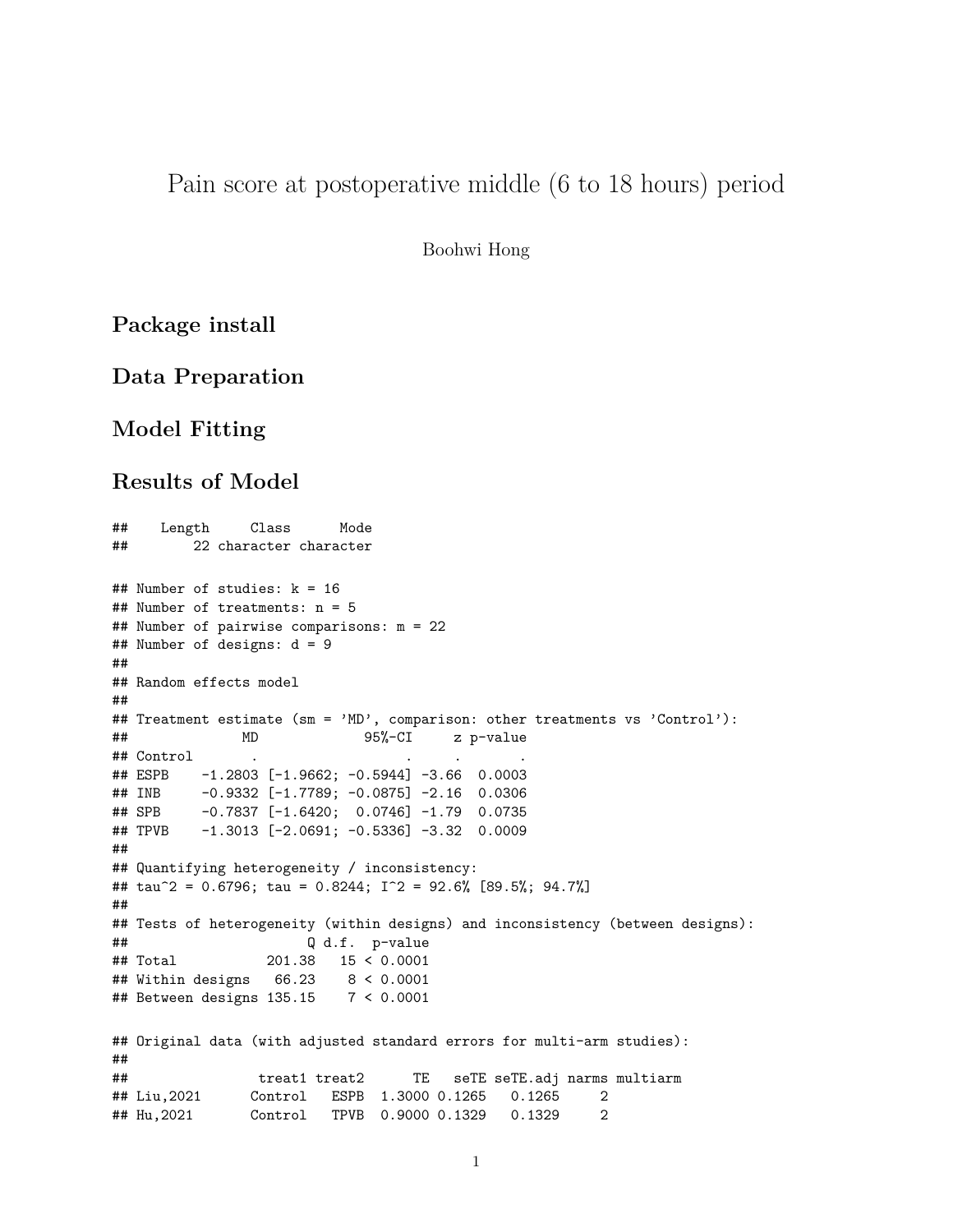# Pain score at postoperative middle (6 to 18 hours) period

Boohwi Hong

## Package install

## Data Preparation

## Model Fitting

## Results of Model

```
##    Length     Class      Mode 
##        22 character character
```

```
## Number of studies: k = 16
## Number of treatments: n = 5
## Number of pairwise comparisons: m = 22
## Number of designs: d = 9
## 
## Random effects model
## 
## Treatment estimate (sm = 'MD', comparison: other treatments vs 'Control'):
##              MD             95%-CI     z p-value
## Control       .                  .     .       .
## ESPB    -1.2803 [-1.9662; -0.5944] -3.66  0.0003
## INB     -0.9332 [-1.7789; -0.0875] -2.16  0.0306
## SPB     -0.7837 [-1.6420;  0.0746] -1.79  0.0735
## TPVB    -1.3013 [-2.0691; -0.5336] -3.32  0.0009
## 
## Quantifying heterogeneity / inconsistency:
## tau^2 = 0.6796; tau = 0.8244; I^2 = 92.6% [89.5%; 94.7%]
## 
## Tests of heterogeneity (within designs) and inconsistency (between designs):
##                      Q d.f.  p-value
## Total           201.38   15 < 0.0001
## Within designs   66.23    8 < 0.0001
## Between designs 135.15    7 < 0.0001
```

```
## Original data (with adjusted standard errors for multi-arm studies):
## 
##                treat1 treat2      TE   seTE seTE.adj narms multiarm
## Liu,2021      Control   ESPB  1.3000 0.1265   0.1265     2
## Hu,2021       Control   TPVB  0.9000 0.1329   0.1329     2
```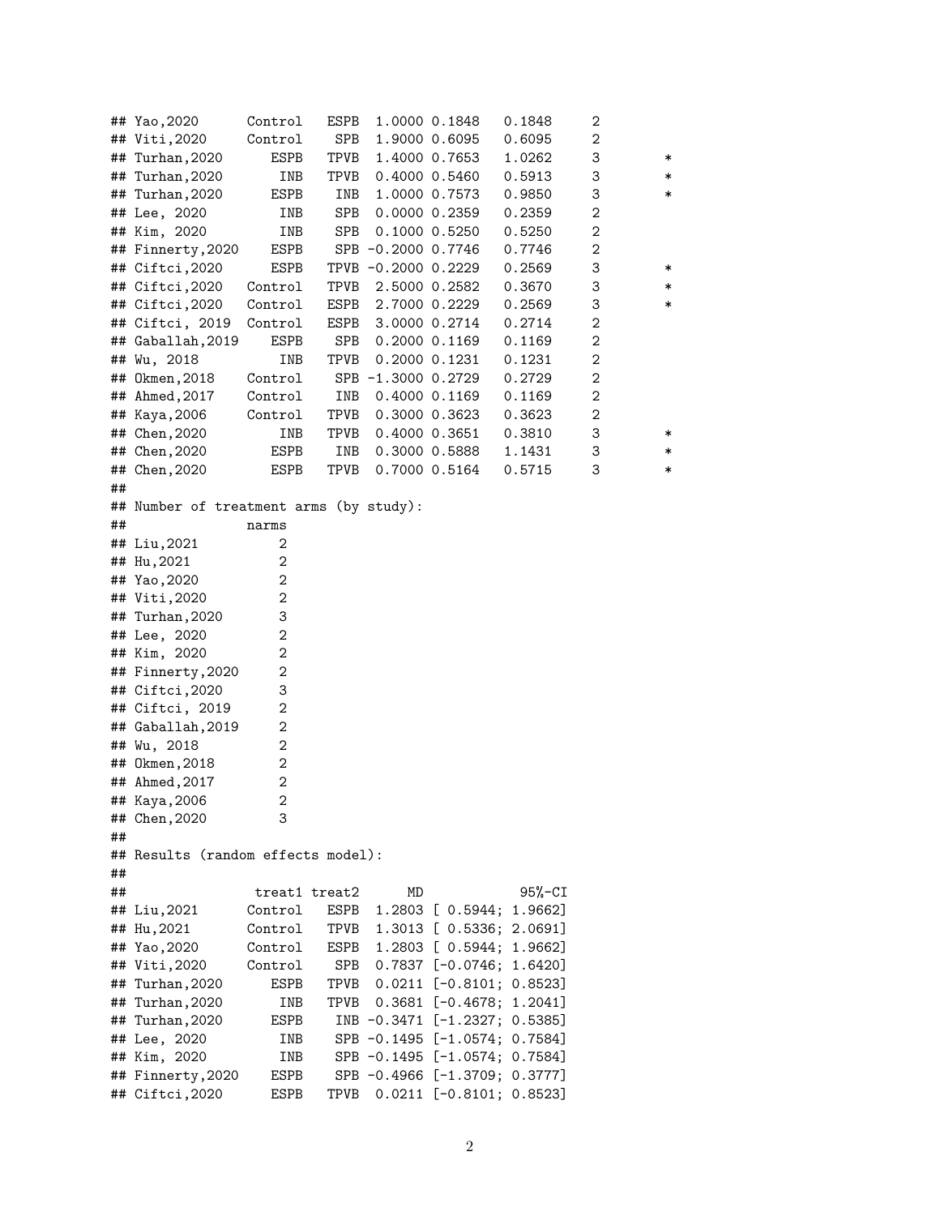```
## Yao,2020      Control   ESPB  1.0000 0.1848    0.1848     2
## Viti,2020     Control    SPB  1.9000 0.6095    0.6095     2
## Turhan,2020      ESPB   TPVB  1.4000 0.7653    1.0262     3         *
## Turhan,2020       INB   TPVB  0.4000 0.5460    0.5913     3         *
## Turhan,2020      ESPB    INB  1.0000 0.7573    0.9850     3         *
## Lee, 2020         INB    SPB  0.0000 0.2359    0.2359     2
## Kim, 2020         INB    SPB  0.1000 0.5250    0.5250     2
## Finnerty,2020    ESPB    SPB -0.2000 0.7746    0.7746     2
## Ciftci,2020      ESPB   TPVB -0.2000 0.2229    0.2569     3         *
## Ciftci,2020   Control   TPVB  2.5000 0.2582    0.3670     3         *
## Ciftci,2020   Control   ESPB  2.7000 0.2229    0.2569     3         *
## Ciftci, 2019  Control   ESPB  3.0000 0.2714    0.2714     2
## Gaballah,2019    ESPB    SPB  0.2000 0.1169    0.1169     2
## Wu, 2018          INB   TPVB  0.2000 0.1231    0.1231     2
## Okmen,2018    Control    SPB -1.3000 0.2729    0.2729     2
## Ahmed,2017    Control    INB  0.4000 0.1169    0.1169     2
## Kaya,2006     Control   TPVB  0.3000 0.3623    0.3623     2
## Chen,2020         INB   TPVB  0.4000 0.3651    0.3810     3         *
## Chen,2020        ESPB    INB  0.3000 0.5888    1.1431     3         *
## Chen,2020        ESPB   TPVB  0.7000 0.5164    0.5715     3         *
##
## Number of treatment arms (by study):
##               narms
## Liu,2021          2
## Hu,2021           2
## Yao,2020          2
## Viti,2020         2
## Turhan,2020       3
## Lee, 2020         2
## Kim, 2020         2
## Finnerty,2020     2
## Ciftci,2020       3
## Ciftci, 2019      2
## Gaballah,2019     2
## Wu, 2018          2
## Okmen,2018        2
## Ahmed,2017        2
## Kaya,2006         2
## Chen,2020         3
##
## Results (random effects model):
##
##                treat1 treat2      MD            95%-CI
## Liu,2021      Control   ESPB  1.2803 [ 0.5944; 1.9662]
## Hu,2021       Control   TPVB  1.3013 [ 0.5336; 2.0691]
## Yao,2020      Control   ESPB  1.2803 [ 0.5944; 1.9662]
## Viti,2020     Control    SPB  0.7837 [-0.0746; 1.6420]
## Turhan,2020      ESPB   TPVB  0.0211 [-0.8101; 0.8523]
## Turhan,2020       INB   TPVB  0.3681 [-0.4678; 1.2041]
## Turhan,2020      ESPB    INB -0.3471 [-1.2327; 0.5385]
## Lee, 2020         INB    SPB -0.1495 [-1.0574; 0.7584]
## Kim, 2020         INB    SPB -0.1495 [-1.0574; 0.7584]
## Finnerty,2020    ESPB    SPB -0.4966 [-1.3709; 0.3777]
## Ciftci,2020      ESPB   TPVB  0.0211 [-0.8101; 0.8523]
```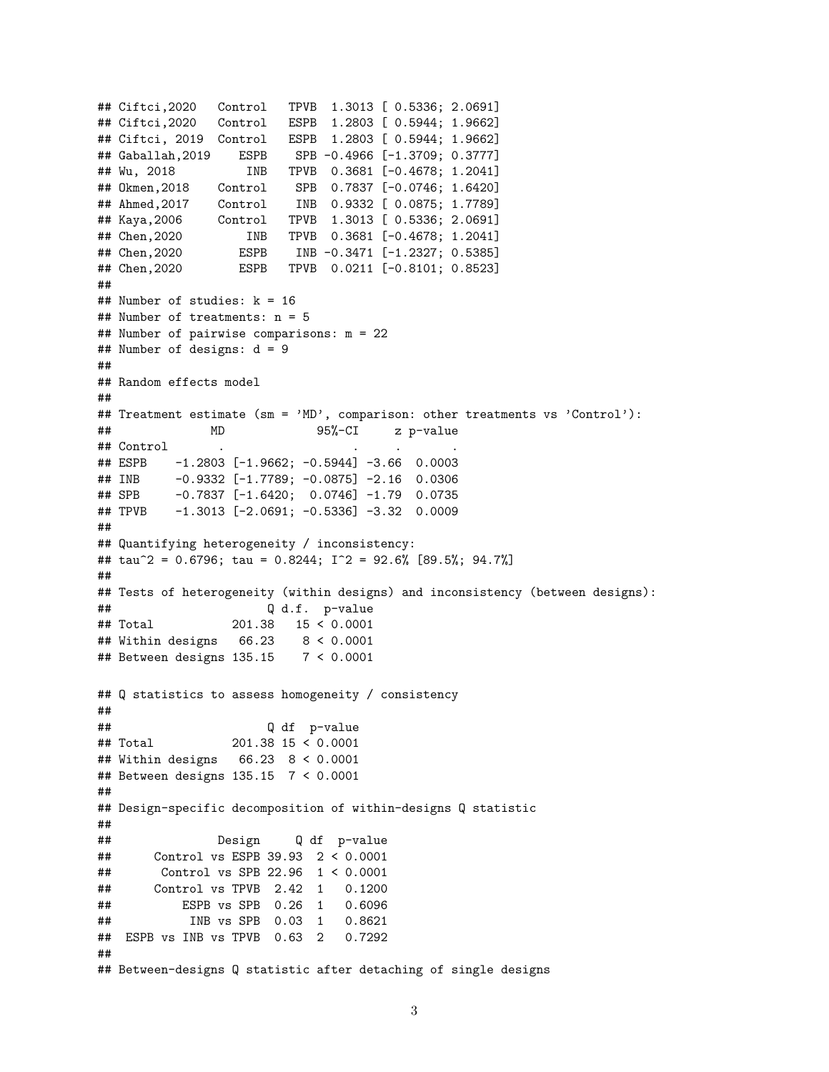```
## Ciftci,2020   Control   TPVB  1.3013 [ 0.5336; 2.0691]
## Ciftci,2020   Control   ESPB  1.2803 [ 0.5944; 1.9662]
## Ciftci, 2019  Control   ESPB  1.2803 [ 0.5944; 1.9662]
## Gaballah,2019    ESPB    SPB -0.4966 [-1.3709; 0.3777]
## Wu, 2018          INB   TPVB  0.3681 [-0.4678; 1.2041]
## Okmen,2018    Control    SPB  0.7837 [-0.0746; 1.6420]
## Ahmed,2017    Control    INB  0.9332 [ 0.0875; 1.7789]
## Kaya,2006     Control   TPVB  1.3013 [ 0.5336; 2.0691]
## Chen,2020          INB   TPVB  0.3681 [-0.4678; 1.2041]
## Chen,2020         ESPB    INB -0.3471 [-1.2327; 0.5385]
## Chen,2020         ESPB   TPVB  0.0211 [-0.8101; 0.8523]
##
## Number of studies: k = 16
## Number of treatments: n = 5
## Number of pairwise comparisons: m = 22
## Number of designs: d = 9
##
## Random effects model
##
## Treatment estimate (sm = 'MD', comparison: other treatments vs 'Control'):
##              MD             95%-CI     z p-value
## Control       .                  .     .       .
## ESPB    -1.2803 [-1.9662; -0.5944] -3.66  0.0003
## INB     -0.9332 [-1.7789; -0.0875] -2.16  0.0306
## SPB     -0.7837 [-1.6420;  0.0746] -1.79  0.0735
## TPVB    -1.3013 [-2.0691; -0.5336] -3.32  0.0009
##
## Quantifying heterogeneity / inconsistency:
## tau^2 = 0.6796; tau = 0.8244; I^2 = 92.6% [89.5%; 94.7%]
##
## Tests of heterogeneity (within designs) and inconsistency (between designs):
##                      Q d.f.  p-value
## Total           201.38   15 < 0.0001
## Within designs   66.23    8 < 0.0001
## Between designs 135.15    7 < 0.0001

## Q statistics to assess homogeneity / consistency
##
##                      Q df  p-value
## Total           201.38 15 < 0.0001
## Within designs   66.23  8 < 0.0001
## Between designs 135.15  7 < 0.0001
##
## Design-specific decomposition of within-designs Q statistic
##
##              Design     Q df  p-value
##      Control vs ESPB 39.93  2 < 0.0001
##       Control vs SPB 22.96  1 < 0.0001
##      Control vs TPVB  2.42  1   0.1200
##          ESPB vs SPB  0.26  1   0.6096
##           INB vs SPB  0.03  1   0.8621
##  ESPB vs INB vs TPVB  0.63  2   0.7292
##
## Between-designs Q statistic after detaching of single designs
```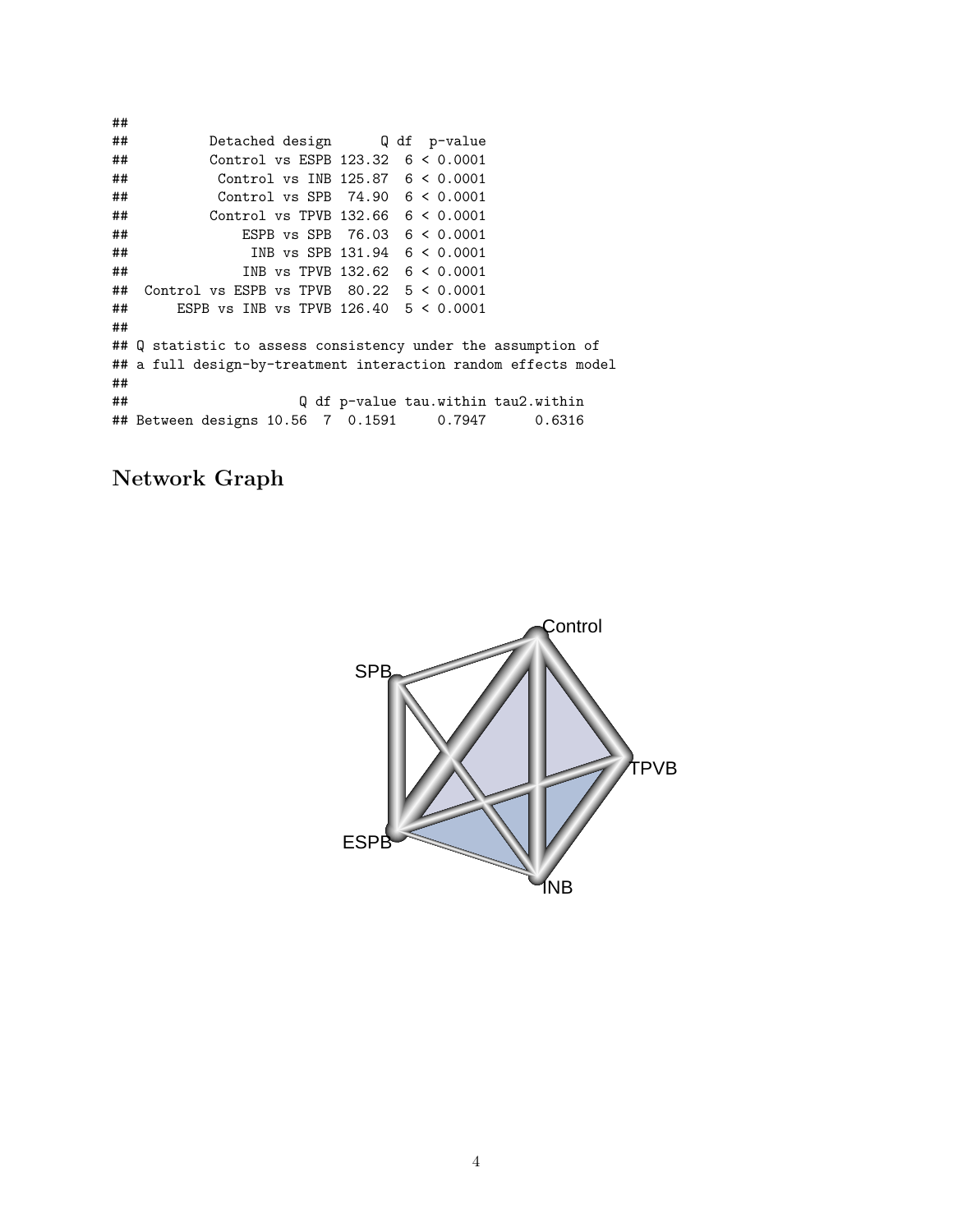```
##
##          Detached design      Q df  p-value
##          Control vs ESPB 123.32  6 < 0.0001
##           Control vs INB 125.87  6 < 0.0001
##           Control vs SPB  74.90  6 < 0.0001
##          Control vs TPVB 132.66  6 < 0.0001
##              ESPB vs SPB  76.03  6 < 0.0001
##               INB vs SPB 131.94  6 < 0.0001
##              INB vs TPVB 132.62  6 < 0.0001
##  Control vs ESPB vs TPVB  80.22  5 < 0.0001
##      ESPB vs INB vs TPVB 126.40  5 < 0.0001
##
## Q statistic to assess consistency under the assumption of
## a full design-by-treatment interaction random effects model
##
##                     Q df p-value tau.within tau2.within
## Between designs 10.56  7  0.1591     0.7947      0.6316
```

## Network Graph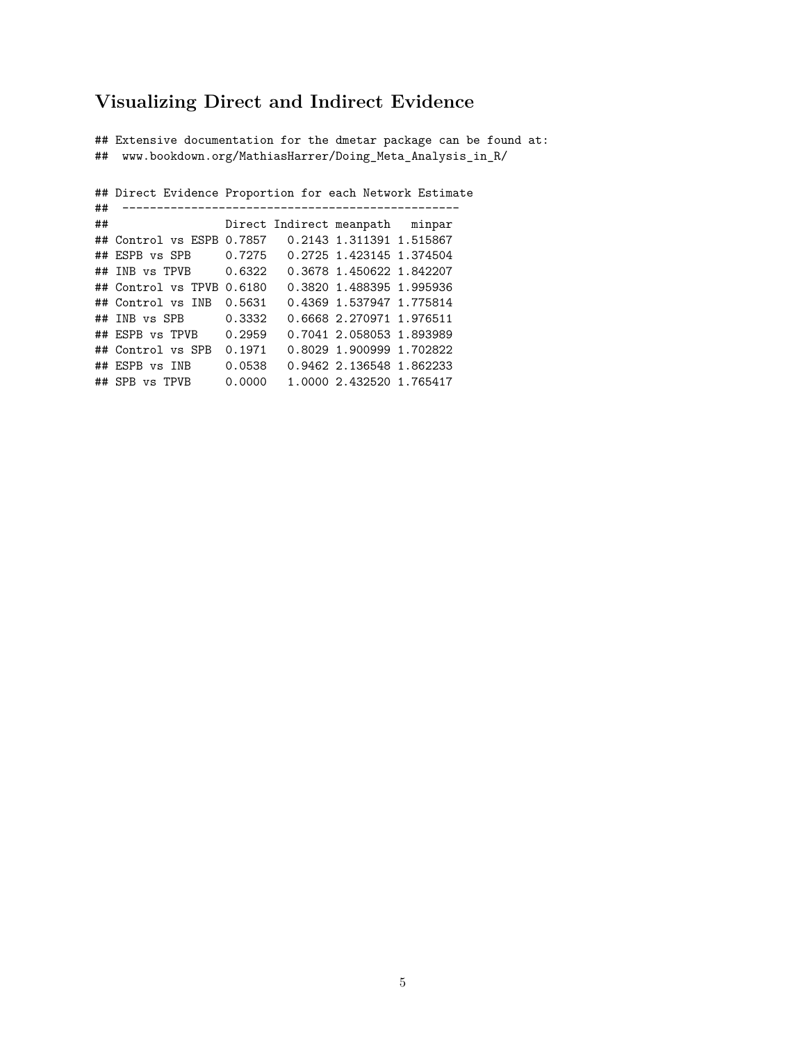## Visualizing Direct and Indirect Evidence

```
## Extensive documentation for the dmetar package can be found at:
##  www.bookdown.org/MathiasHarrer/Doing_Meta_Analysis_in_R/

## Direct Evidence Proportion for each Network Estimate
##  -------------------------------------------------
##                  Direct Indirect meanpath   minpar
## Control vs ESPB 0.7857   0.2143 1.311391 1.515867
## ESPB vs SPB     0.7275   0.2725 1.423145 1.374504
## INB vs TPVB     0.6322   0.3678 1.450622 1.842207
## Control vs TPVB 0.6180   0.3820 1.488395 1.995936
## Control vs INB  0.5631   0.4369 1.537947 1.775814
## INB vs SPB      0.3332   0.6668 2.270971 1.976511
## ESPB vs TPVB    0.2959   0.7041 2.058053 1.893989
## Control vs SPB  0.1971   0.8029 1.900999 1.702822
## ESPB vs INB     0.0538   0.9462 2.136548 1.862233
## SPB vs TPVB     0.0000   1.0000 2.432520 1.765417
```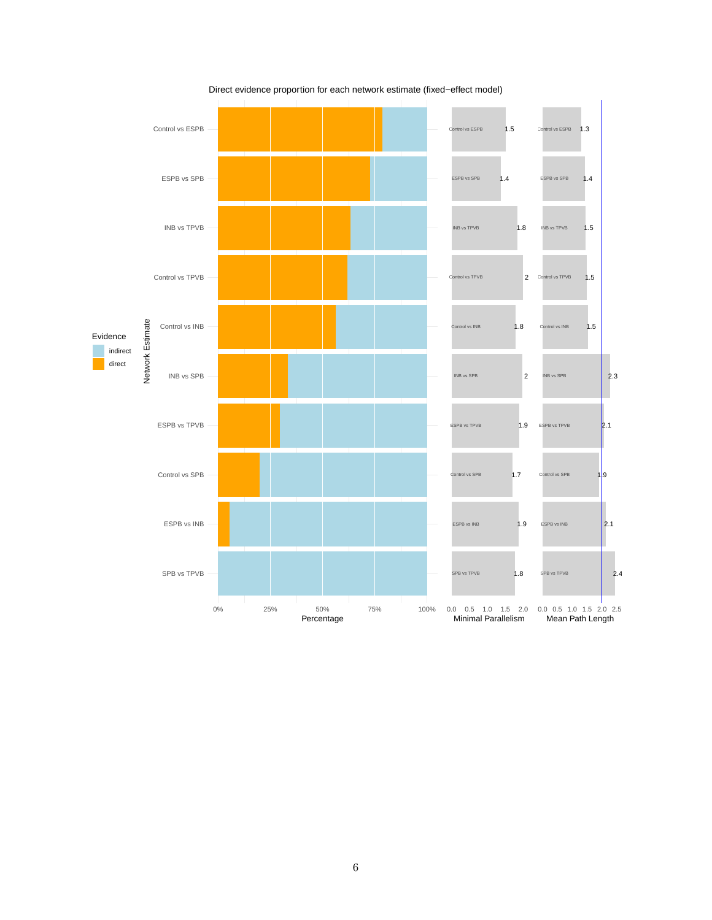Direct evidence proportion for each network estimate (fixed−effect model)

| Network Estimate | Minimal Parallelism | Mean Path Length |
|---|---|---|
| Control vs ESPB | 1.5 | 1.3 |
| ESPB vs SPB | 1.4 | 1.4 |
| INB vs TPVB | 1.8 | 1.5 |
| Control vs TPVB | 2 | 1.5 |
| Control vs INB | 1.8 | 1.5 |
| INB vs SPB | 2 | 2.3 |
| ESPB vs TPVB | 1.9 | 2.1 |
| Control vs SPB | 1.7 | 1.9 |
| ESPB vs INB | 1.9 | 2.1 |
| SPB vs TPVB | 1.8 | 2.4 |

Evidence: indirect, direct

Percentage: 0%, 25%, 50%, 75%, 100%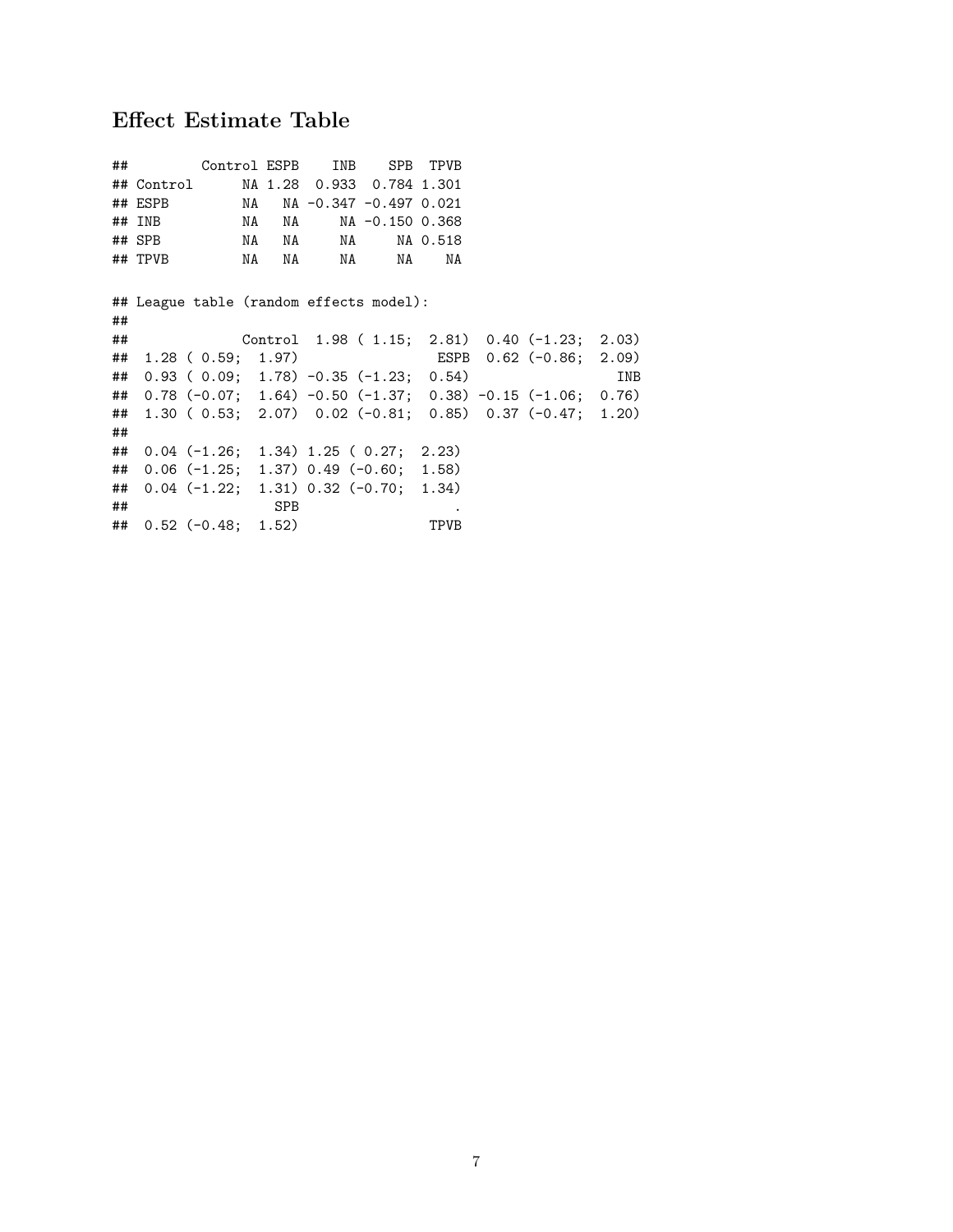## Effect Estimate Table

```
##          Control ESPB    INB    SPB  TPVB
## Control       NA 1.28  0.933  0.784 1.301
## ESPB          NA   NA -0.347 -0.497 0.021
## INB           NA   NA     NA -0.150 0.368
## SPB           NA   NA     NA     NA 0.518
## TPVB          NA   NA     NA     NA    NA
```

```
## League table (random effects model):
##
##               Control  1.98 ( 1.15;  2.81)  0.40 (-1.23;  2.03)
##  1.28 ( 0.59;  1.97)                  ESPB  0.62 (-0.86;  2.09)
##  0.93 ( 0.09;  1.78) -0.35 (-1.23;  0.54)                   INB
##  0.78 (-0.07;  1.64) -0.50 (-1.37;  0.38) -0.15 (-1.06;  0.76)
##  1.30 ( 0.53;  2.07)  0.02 (-0.81;  0.85)  0.37 (-0.47;  1.20)
##
##  0.04 (-1.26;  1.34) 1.25 ( 0.27;  2.23)
##  0.06 (-1.25;  1.37) 0.49 (-0.60;  1.58)
##  0.04 (-1.22;  1.31) 0.32 (-0.70;  1.34)
##                  SPB                    .
##  0.52 (-0.48;  1.52)                 TPVB
```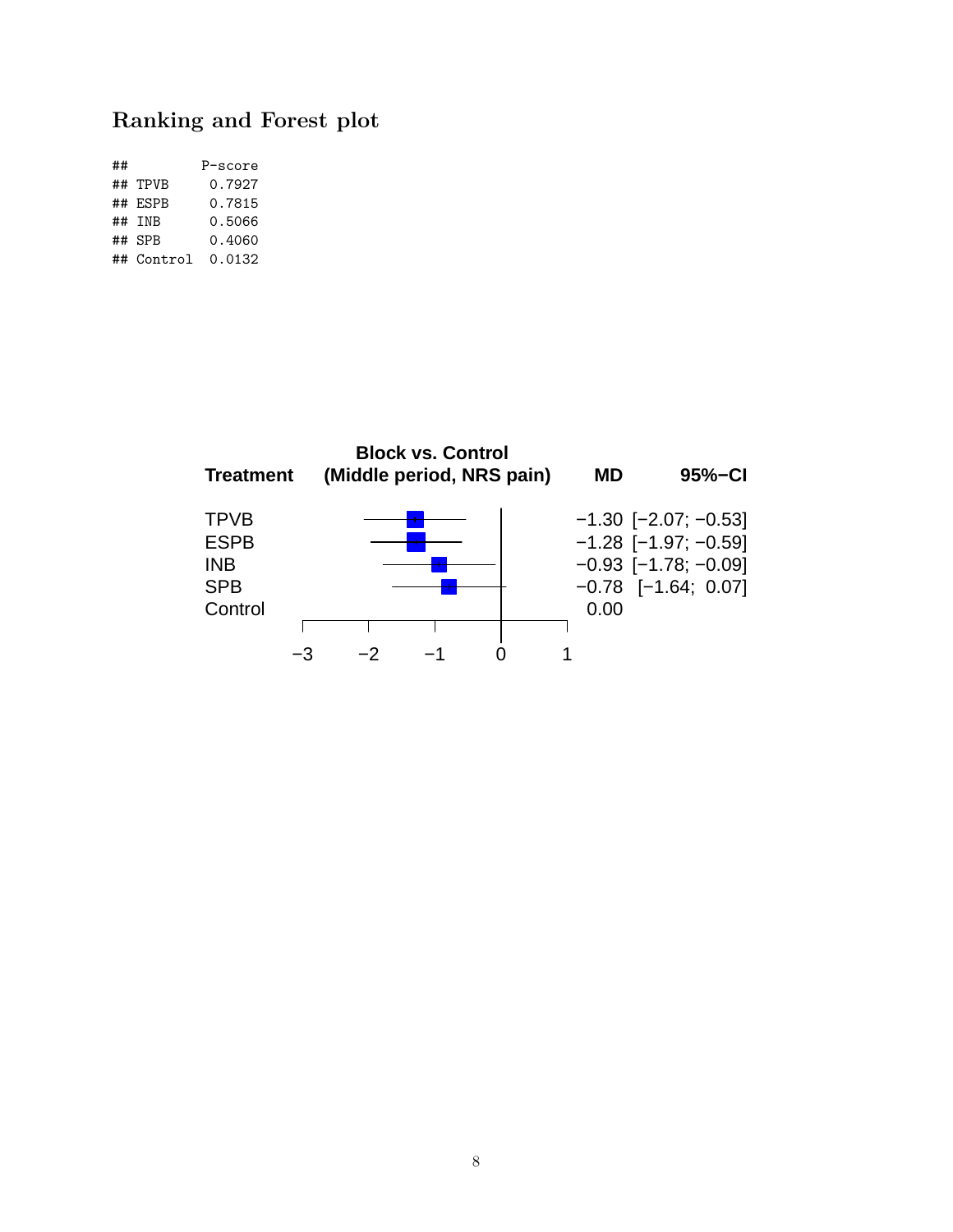## Ranking and Forest plot

```
##         P-score
## TPVB     0.7927
## ESPB     0.7815
## INB      0.5066
## SPB      0.4060
## Control  0.0132
```

**Block vs. Control (Middle period, NRS pain)**

| Treatment | MD | 95%−CI |
|---|---|---|
| TPVB | −1.30 | [−2.07; −0.53] |
| ESPB | −1.28 | [−1.97; −0.59] |
| INB | −0.93 | [−1.78; −0.09] |
| SPB | −0.78 | [−1.64; 0.07] |
| Control | 0.00 | |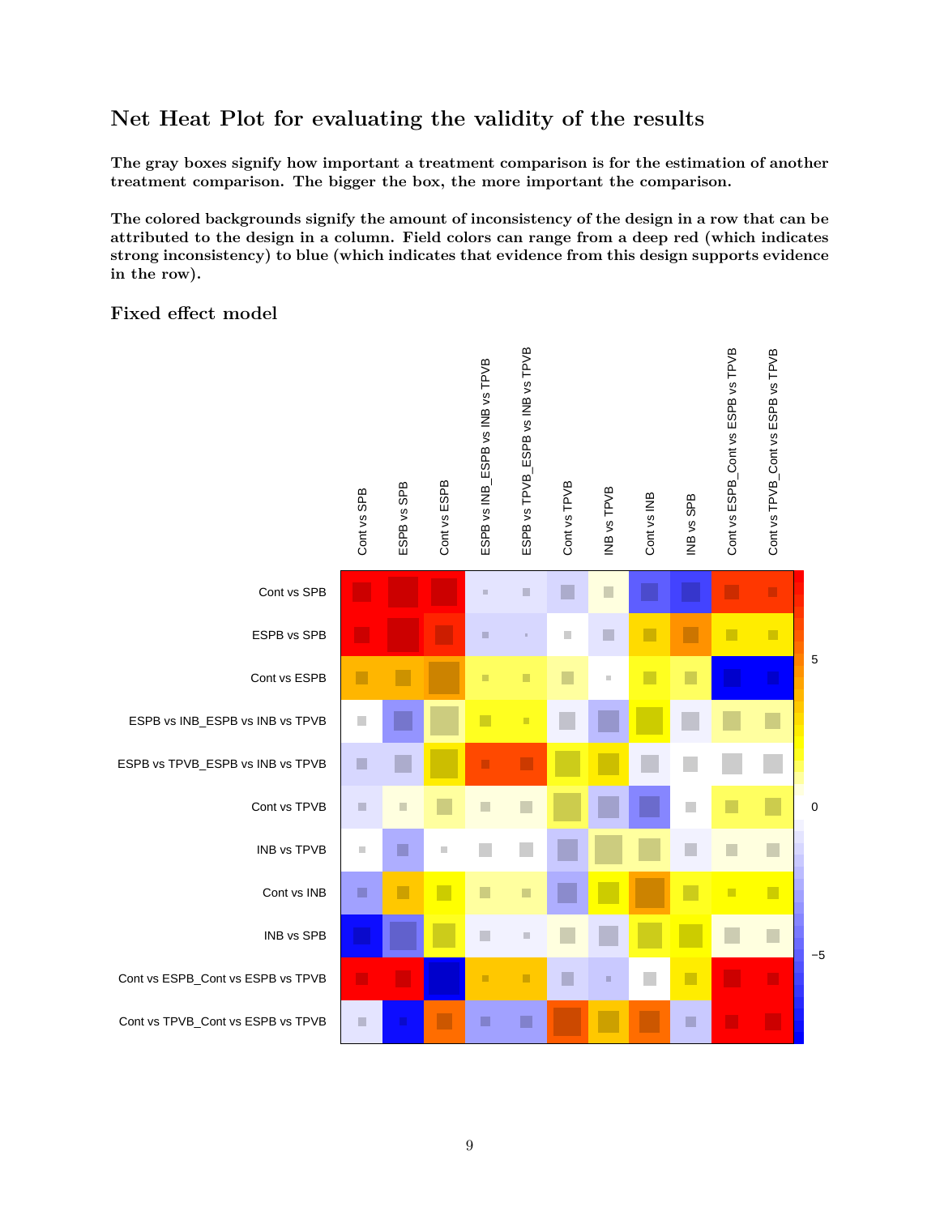## Net Heat Plot for evaluating the validity of the results

**The gray boxes signify how important a treatment comparison is for the estimation of another treatment comparison. The bigger the box, the more important the comparison.**

**The colored backgrounds signify the amount of inconsistency of the design in a row that can be attributed to the design in a column. Field colors can range from a deep red (which indicates strong inconsistency) to blue (which indicates that evidence from this design supports evidence in the row).**

### Fixed effect model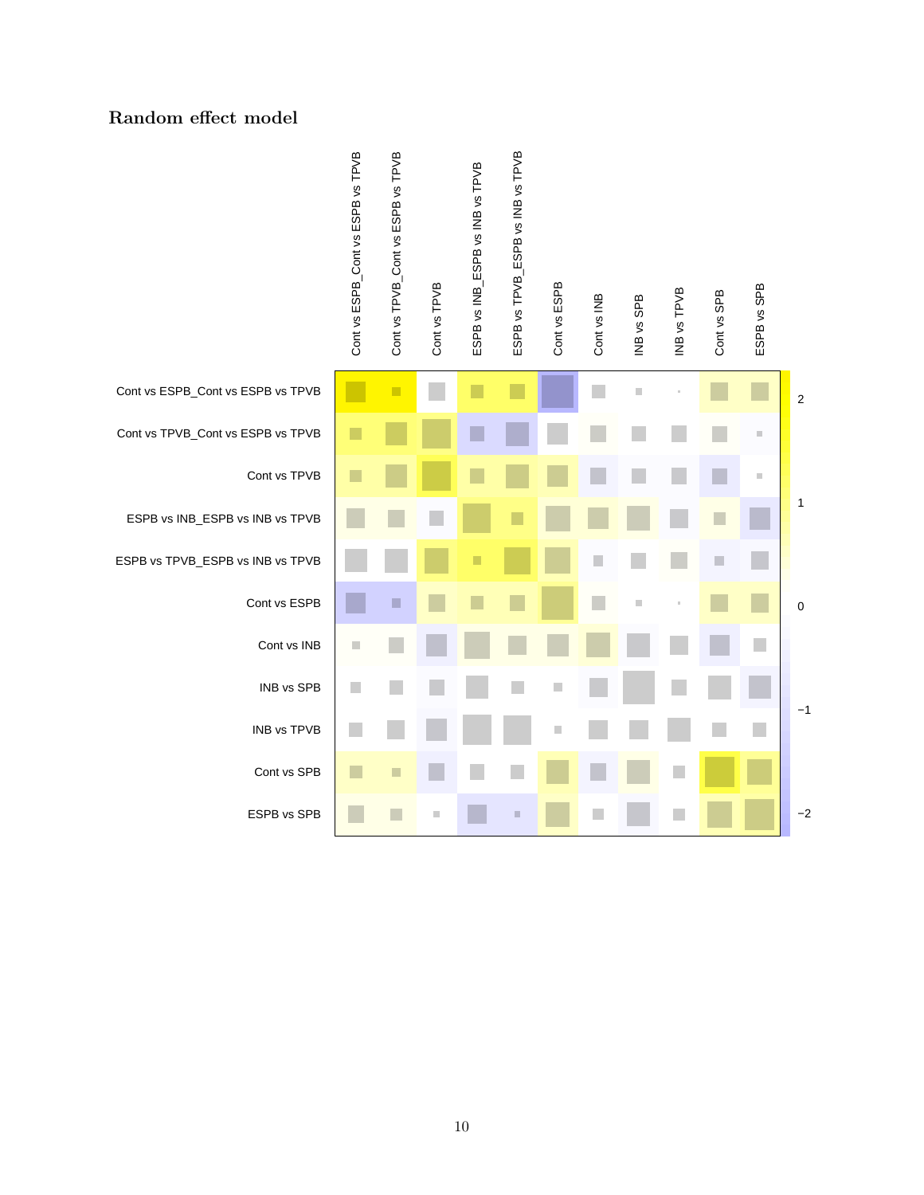## Random effect model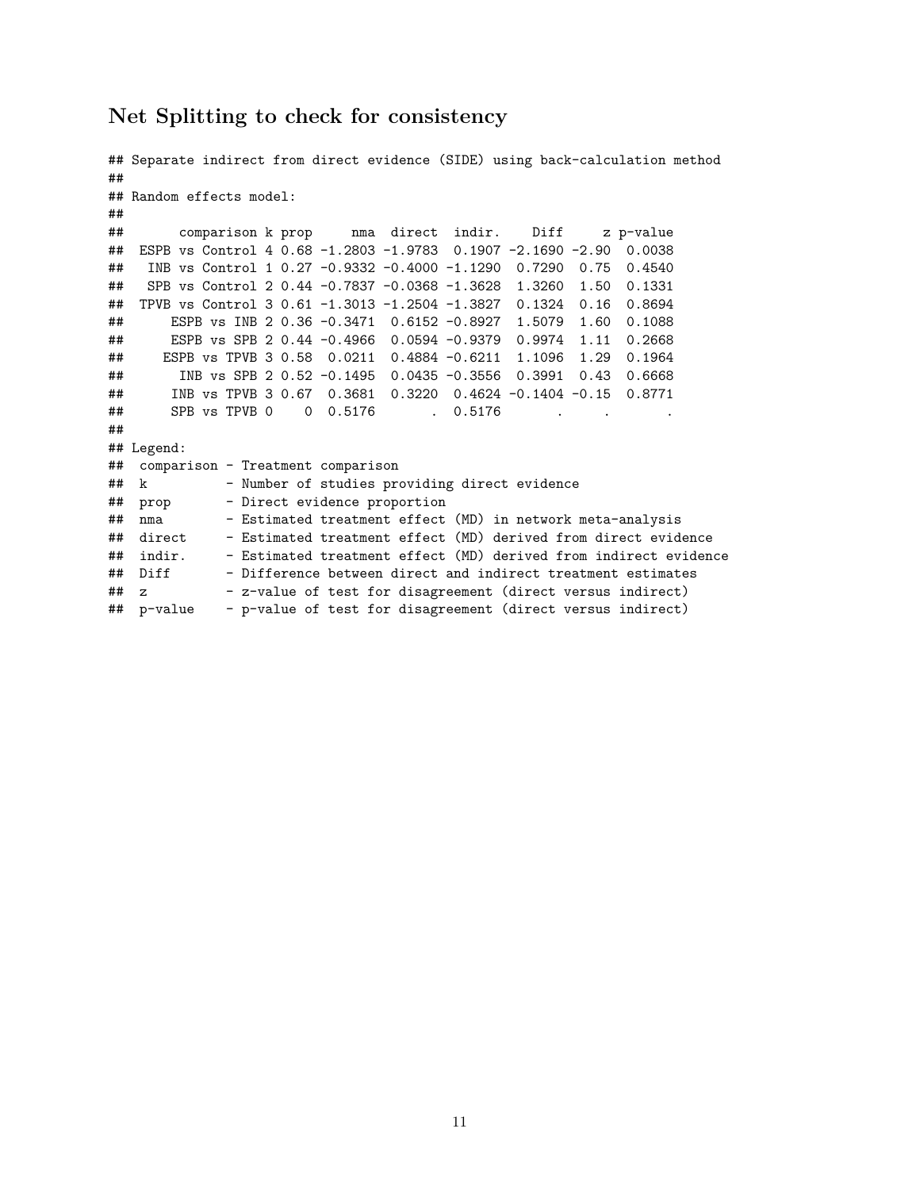## Net Splitting to check for consistency

```
## Separate indirect from direct evidence (SIDE) using back-calculation method
##
## Random effects model:
##
##       comparison k prop     nma  direct  indir.    Diff     z p-value
##  ESPB vs Control 4 0.68 -1.2803 -1.9783  0.1907 -2.1690 -2.90  0.0038
##   INB vs Control 1 0.27 -0.9332 -0.4000 -1.1290  0.7290  0.75  0.4540
##   SPB vs Control 2 0.44 -0.7837 -0.0368 -1.3628  1.3260  1.50  0.1331
##  TPVB vs Control 3 0.61 -1.3013 -1.2504 -1.3827  0.1324  0.16  0.8694
##      ESPB vs INB 2 0.36 -0.3471  0.6152 -0.8927  1.5079  1.60  0.1088
##      ESPB vs SPB 2 0.44 -0.4966  0.0594 -0.9379  0.9974  1.11  0.2668
##     ESPB vs TPVB 3 0.58  0.0211  0.4884 -0.6211  1.1096  1.29  0.1964
##       INB vs SPB 2 0.52 -0.1495  0.0435 -0.3556  0.3991  0.43  0.6668
##      INB vs TPVB 3 0.67  0.3681  0.3220  0.4624 -0.1404 -0.15  0.8771
##      SPB vs TPVB 0    0  0.5176       .  0.5176       .     .       .
##
## Legend:
##  comparison - Treatment comparison
##  k          - Number of studies providing direct evidence
##  prop       - Direct evidence proportion
##  nma        - Estimated treatment effect (MD) in network meta-analysis
##  direct     - Estimated treatment effect (MD) derived from direct evidence
##  indir.     - Estimated treatment effect (MD) derived from indirect evidence
##  Diff       - Difference between direct and indirect treatment estimates
##  z          - z-value of test for disagreement (direct versus indirect)
##  p-value    - p-value of test for disagreement (direct versus indirect)
```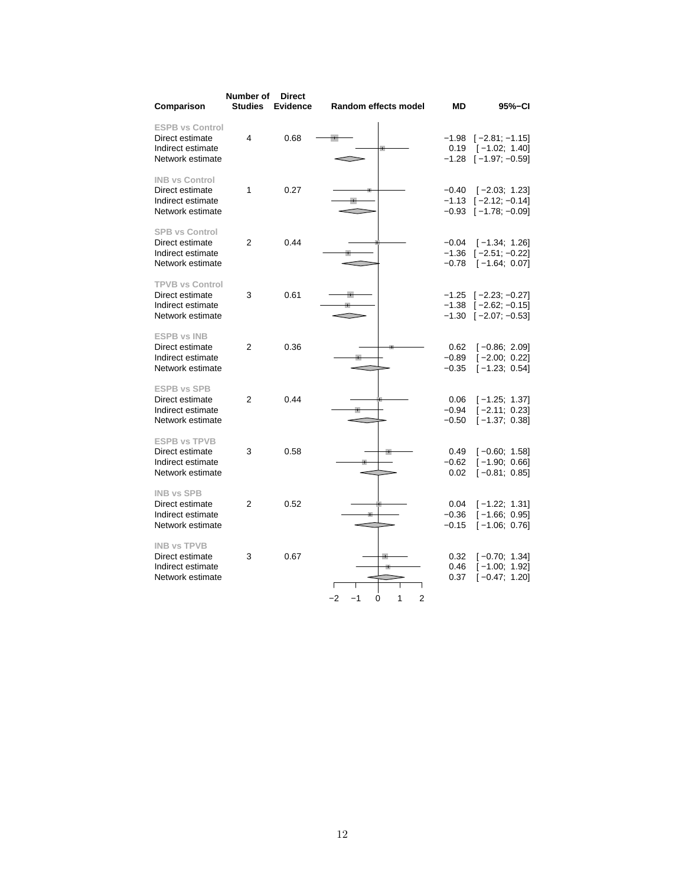| Comparison | Number of Studies | Direct Evidence | Random effects model | MD | 95%−CI |
|---|---|---|---|---|---|
| **ESPB vs Control** | | | | | |
| Direct estimate | 4 | 0.68 | | −1.98 | [ −2.81; −1.15] |
| Indirect estimate | | | | 0.19 | [ −1.02; 1.40] |
| Network estimate | | | | −1.28 | [ −1.97; −0.59] |
| **INB vs Control** | | | | | |
| Direct estimate | 1 | 0.27 | | −0.40 | [ −2.03; 1.23] |
| Indirect estimate | | | | −1.13 | [ −2.12; −0.14] |
| Network estimate | | | | −0.93 | [ −1.78; −0.09] |
| **SPB vs Control** | | | | | |
| Direct estimate | 2 | 0.44 | | −0.04 | [ −1.34; 1.26] |
| Indirect estimate | | | | −1.36 | [ −2.51; −0.22] |
| Network estimate | | | | −0.78 | [ −1.64; 0.07] |
| **TPVB vs Control** | | | | | |
| Direct estimate | 3 | 0.61 | | −1.25 | [ −2.23; −0.27] |
| Indirect estimate | | | | −1.38 | [ −2.62; −0.15] |
| Network estimate | | | | −1.30 | [ −2.07; −0.53] |
| **ESPB vs INB** | | | | | |
| Direct estimate | 2 | 0.36 | | 0.62 | [ −0.86; 2.09] |
| Indirect estimate | | | | −0.89 | [ −2.00; 0.22] |
| Network estimate | | | | −0.35 | [ −1.23; 0.54] |
| **ESPB vs SPB** | | | | | |
| Direct estimate | 2 | 0.44 | | 0.06 | [ −1.25; 1.37] |
| Indirect estimate | | | | −0.94 | [ −2.11; 0.23] |
| Network estimate | | | | −0.50 | [ −1.37; 0.38] |
| **ESPB vs TPVB** | | | | | |
| Direct estimate | 3 | 0.58 | | 0.49 | [ −0.60; 1.58] |
| Indirect estimate | | | | −0.62 | [ −1.90; 0.66] |
| Network estimate | | | | 0.02 | [ −0.81; 0.85] |
| **INB vs SPB** | | | | | |
| Direct estimate | 2 | 0.52 | | 0.04 | [ −1.22; 1.31] |
| Indirect estimate | | | | −0.36 | [ −1.66; 0.95] |
| Network estimate | | | | −0.15 | [ −1.06; 0.76] |
| **INB vs TPVB** | | | | | |
| Direct estimate | 3 | 0.67 | | 0.32 | [ −0.70; 1.34] |
| Indirect estimate | | | | 0.46 | [ −1.00; 1.92] |
| Network estimate | | | | 0.37 | [ −0.47; 1.20] |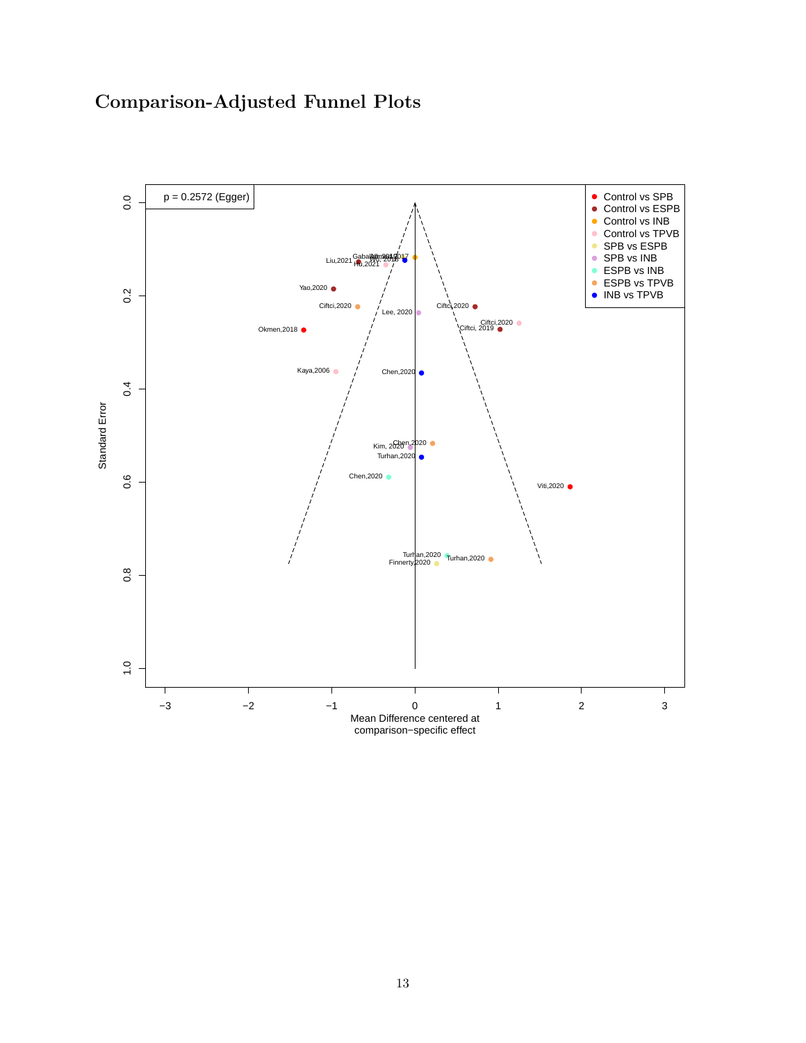## Comparison-Adjusted Funnel Plots

p = 0.2572 (Egger)

Control vs SPB
Control vs ESPB
Control vs INB
Control vs TPVB
SPB vs ESPB
SPB vs INB
ESPB vs INB
ESPB vs TPVB
INB vs TPVB

Gabali,2017
Altıparmak,2019
Wu, 2018
Liu,2021
Hu,2021
Yao,2020
Ciftci,2020
Ciftci,2020
Lee, 2020
Ciftci,2020
Ciftci, 2019
Okmen,2018
Kaya,2006
Chen,2020
Chen,2020
Kim, 2020
Turhan,2020
Chen,2020
Viti,2020
Turhan,2020
Turhan,2020
Finnerty,2020

Standard Error

0.0
0.2
0.4
0.6
0.8
1.0

−3
−2
−1
0
1
2
3

Mean Difference centered at comparison−specific effect